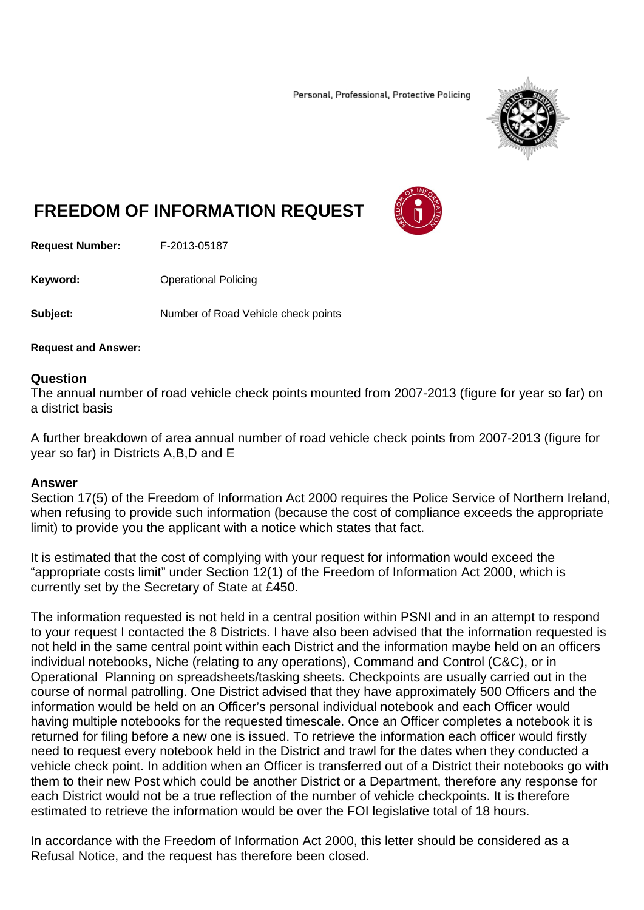Personal, Professional, Protective Policing

# FREEDOM OF INFORMATION REQUEST

**Request Number:** F-2013-05187

**Keyword:** Operational Policing

**Subject:** Number of Road Vehicle check points

**Request and Answer:**

## Question

The annual number of road vehicle check points mounted from 2007-2013 (figure for year so far) on a district basis

A further breakdown of area annual number of road vehicle check points from 2007-2013 (figure for year so far) in Districts A,B,D and E

## Answer

Section 17(5) of the Freedom of Information Act 2000 requires the Police Service of Northern Ireland, when refusing to provide such information (because the cost of compliance exceeds the appropriate limit) to provide you the applicant with a notice which states that fact.

It is estimated that the cost of complying with your request for information would exceed the "appropriate costs limit" under Section 12(1) of the Freedom of Information Act 2000, which is currently set by the Secretary of State at £450.

The information requested is not held in a central position within PSNI and in an attempt to respond to your request I contacted the 8 Districts. I have also been advised that the information requested is not held in the same central point within each District and the information maybe held on an officers individual notebooks, Niche (relating to any operations), Command and Control (C&C), or in Operational Planning on spreadsheets/tasking sheets. Checkpoints are usually carried out in the course of normal patrolling. One District advised that they have approximately 500 Officers and the information would be held on an Officer's personal individual notebook and each Officer would having multiple notebooks for the requested timescale. Once an Officer completes a notebook it is returned for filing before a new one is issued. To retrieve the information each officer would firstly need to request every notebook held in the District and trawl for the dates when they conducted a vehicle check point. In addition when an Officer is transferred out of a District their notebooks go with them to their new Post which could be another District or a Department, therefore any response for each District would not be a true reflection of the number of vehicle checkpoints. It is therefore estimated to retrieve the information would be over the FOI legislative total of 18 hours.

In accordance with the Freedom of Information Act 2000, this letter should be considered as a Refusal Notice, and the request has therefore been closed.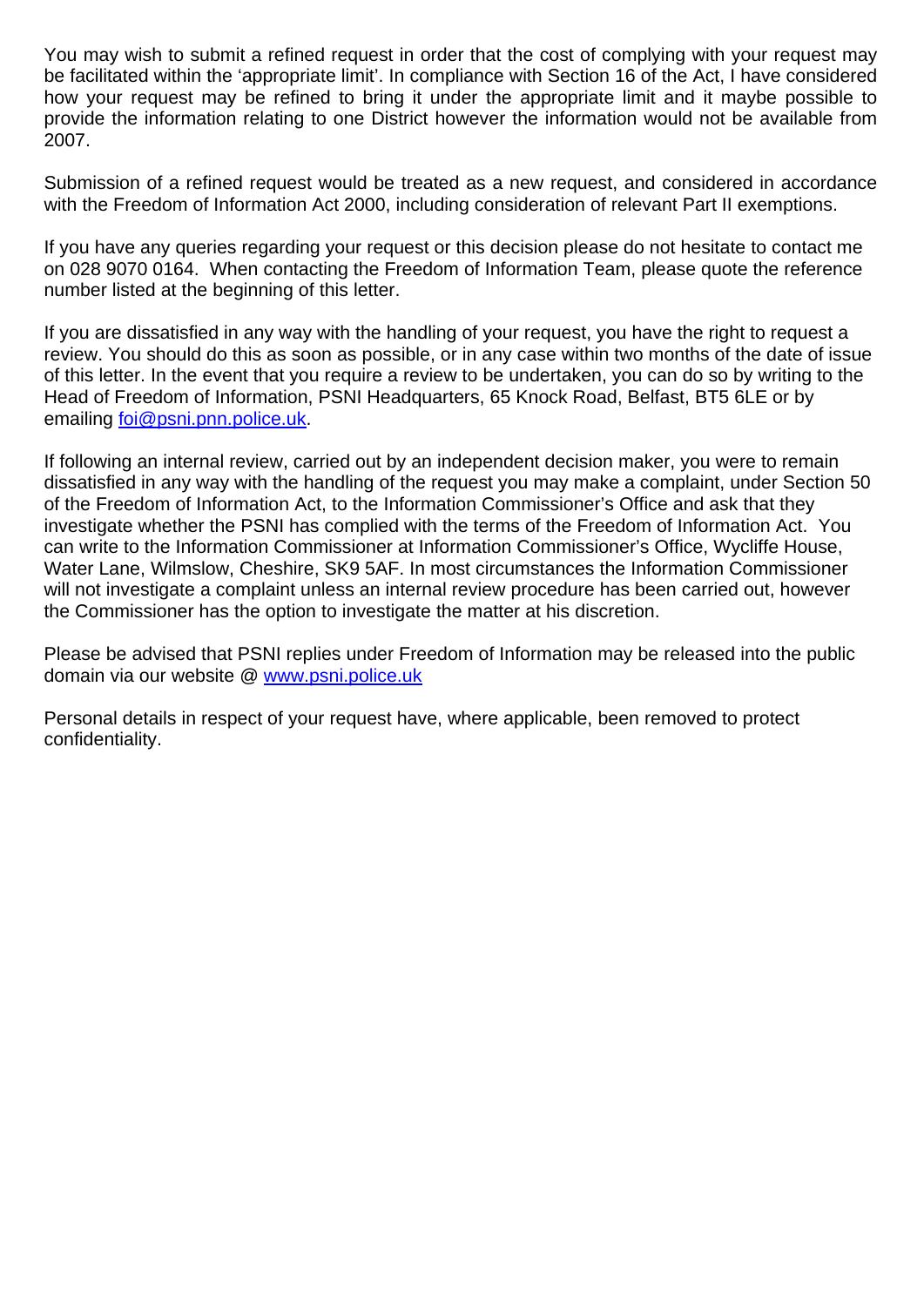You may wish to submit a refined request in order that the cost of complying with your request may be facilitated within the 'appropriate limit'. In compliance with Section 16 of the Act, I have considered how your request may be refined to bring it under the appropriate limit and it maybe possible to provide the information relating to one District however the information would not be available from 2007.

Submission of a refined request would be treated as a new request, and considered in accordance with the Freedom of Information Act 2000, including consideration of relevant Part II exemptions.

If you have any queries regarding your request or this decision please do not hesitate to contact me on 028 9070 0164. When contacting the Freedom of Information Team, please quote the reference number listed at the beginning of this letter.

If you are dissatisfied in any way with the handling of your request, you have the right to request a review. You should do this as soon as possible, or in any case within two months of the date of issue of this letter. In the event that you require a review to be undertaken, you can do so by writing to the Head of Freedom of Information, PSNI Headquarters, 65 Knock Road, Belfast, BT5 6LE or by emailing foi@psni.pnn.police.uk.

If following an internal review, carried out by an independent decision maker, you were to remain dissatisfied in any way with the handling of the request you may make a complaint, under Section 50 of the Freedom of Information Act, to the Information Commissioner's Office and ask that they investigate whether the PSNI has complied with the terms of the Freedom of Information Act. You can write to the Information Commissioner at Information Commissioner's Office, Wycliffe House, Water Lane, Wilmslow, Cheshire, SK9 5AF. In most circumstances the Information Commissioner will not investigate a complaint unless an internal review procedure has been carried out, however the Commissioner has the option to investigate the matter at his discretion.

Please be advised that PSNI replies under Freedom of Information may be released into the public domain via our website @ www.psni.police.uk

Personal details in respect of your request have, where applicable, been removed to protect confidentiality.